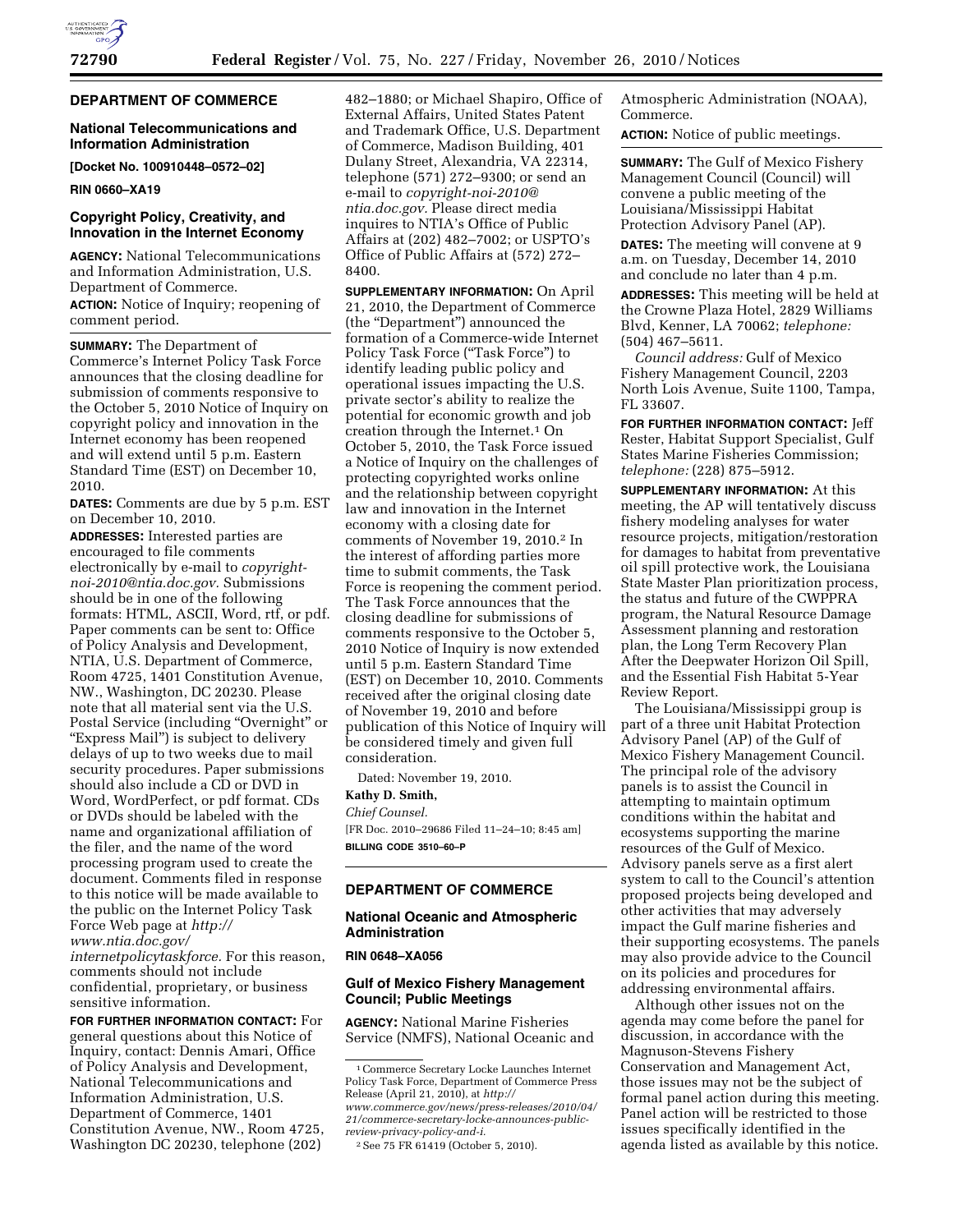## DEPARTMENT OF COMMERCE

### National Telecommunications and Information Administration

**[Docket No. 100910448–0572–02]**

**RIN 0660–XA19**

### Copyright Policy, Creativity, and Innovation in the Internet Economy

**AGENCY:** National Telecommunications and Information Administration, U.S. Department of Commerce.

**ACTION:** Notice of Inquiry; reopening of comment period.

**SUMMARY:** The Department of Commerce's Internet Policy Task Force announces that the closing deadline for submission of comments responsive to the October 5, 2010 Notice of Inquiry on copyright policy and innovation in the Internet economy has been reopened and will extend until 5 p.m. Eastern Standard Time (EST) on December 10, 2010.

**DATES:** Comments are due by 5 p.m. EST on December 10, 2010.

**ADDRESSES:** Interested parties are encouraged to file comments electronically by e-mail to *copyright-noi-2010@ntia.doc.gov.* Submissions should be in one of the following formats: HTML, ASCII, Word, rtf, or pdf. Paper comments can be sent to: Office of Policy Analysis and Development, NTIA, U.S. Department of Commerce, Room 4725, 1401 Constitution Avenue, NW., Washington, DC 20230. Please note that all material sent via the U.S. Postal Service (including "Overnight" or "Express Mail") is subject to delivery delays of up to two weeks due to mail security procedures. Paper submissions should also include a CD or DVD in Word, WordPerfect, or pdf format. CDs or DVDs should be labeled with the name and organizational affiliation of the filer, and the name of the word processing program used to create the document. Comments filed in response to this notice will be made available to the public on the Internet Policy Task Force Web page at *http://www.ntia.doc.gov/internetpolicytaskforce.* For this reason, comments should not include confidential, proprietary, or business sensitive information.

**FOR FURTHER INFORMATION CONTACT:** For general questions about this Notice of Inquiry, contact: Dennis Amari, Office of Policy Analysis and Development, National Telecommunications and Information Administration, U.S. Department of Commerce, 1401 Constitution Avenue, NW., Room 4725, Washington DC 20230, telephone (202) 482–1880; or Michael Shapiro, Office of External Affairs, United States Patent and Trademark Office, U.S. Department of Commerce, Madison Building, 401 Dulany Street, Alexandria, VA 22314, telephone (571) 272–9300; or send an e-mail to *copyright-noi-2010@ntia.doc.gov.* Please direct media inquires to NTIA's Office of Public Affairs at (202) 482–7002; or USPTO's Office of Public Affairs at (572) 272–8400.

**SUPPLEMENTARY INFORMATION:** On April 21, 2010, the Department of Commerce (the "Department") announced the formation of a Commerce-wide Internet Policy Task Force ("Task Force") to identify leading public policy and operational issues impacting the U.S. private sector's ability to realize the potential for economic growth and job creation through the Internet.[1] On October 5, 2010, the Task Force issued a Notice of Inquiry on the challenges of protecting copyrighted works online and the relationship between copyright law and innovation in the Internet economy with a closing date for comments of November 19, 2010.[2] In the interest of affording parties more time to submit comments, the Task Force is reopening the comment period. The Task Force announces that the closing deadline for submissions of comments responsive to the October 5, 2010 Notice of Inquiry is now extended until 5 p.m. Eastern Standard Time (EST) on December 10, 2010. Comments received after the original closing date of November 19, 2010 and before publication of this Notice of Inquiry will be considered timely and given full consideration.

Dated: November 19, 2010.

**Kathy D. Smith,**

*Chief Counsel.*

[FR Doc. 2010–29686 Filed 11–24–10; 8:45 am]

**BILLING CODE 3510–60–P**

[1] Commerce Secretary Locke Launches Internet Policy Task Force, Department of Commerce Press Release (April 21, 2010), at *http://www.commerce.gov/news/press-releases/2010/04/21/commerce-secretary-locke-announces-public-review-privacy-policy-and-i.*

[2] See 75 FR 61419 (October 5, 2010).

## DEPARTMENT OF COMMERCE

### National Oceanic and Atmospheric Administration

**RIN 0648–XA056**

### Gulf of Mexico Fishery Management Council; Public Meetings

**AGENCY:** National Marine Fisheries Service (NMFS), National Oceanic and Atmospheric Administration (NOAA), Commerce.

**ACTION:** Notice of public meetings.

**SUMMARY:** The Gulf of Mexico Fishery Management Council (Council) will convene a public meeting of the Louisiana/Mississippi Habitat Protection Advisory Panel (AP).

**DATES:** The meeting will convene at 9 a.m. on Tuesday, December 14, 2010 and conclude no later than 4 p.m.

**ADDRESSES:** This meeting will be held at the Crowne Plaza Hotel, 2829 Williams Blvd, Kenner, LA 70062; *telephone:* (504) 467–5611.

*Council address:* Gulf of Mexico Fishery Management Council, 2203 North Lois Avenue, Suite 1100, Tampa, FL 33607.

**FOR FURTHER INFORMATION CONTACT:** Jeff Rester, Habitat Support Specialist, Gulf States Marine Fisheries Commission; *telephone:* (228) 875–5912.

**SUPPLEMENTARY INFORMATION:** At this meeting, the AP will tentatively discuss fishery modeling analyses for water resource projects, mitigation/restoration for damages to habitat from preventative oil spill protective work, the Louisiana State Master Plan prioritization process, the status and future of the CWPPRA program, the Natural Resource Damage Assessment planning and restoration plan, the Long Term Recovery Plan After the Deepwater Horizon Oil Spill, and the Essential Fish Habitat 5-Year Review Report.

The Louisiana/Mississippi group is part of a three unit Habitat Protection Advisory Panel (AP) of the Gulf of Mexico Fishery Management Council. The principal role of the advisory panels is to assist the Council in attempting to maintain optimum conditions within the habitat and ecosystems supporting the marine resources of the Gulf of Mexico. Advisory panels serve as a first alert system to call to the Council's attention proposed projects being developed and other activities that may adversely impact the Gulf marine fisheries and their supporting ecosystems. The panels may also provide advice to the Council on its policies and procedures for addressing environmental affairs.

Although other issues not on the agenda may come before the panel for discussion, in accordance with the Magnuson-Stevens Fishery Conservation and Management Act, those issues may not be the subject of formal panel action during this meeting. Panel action will be restricted to those issues specifically identified in the agenda listed as available by this notice.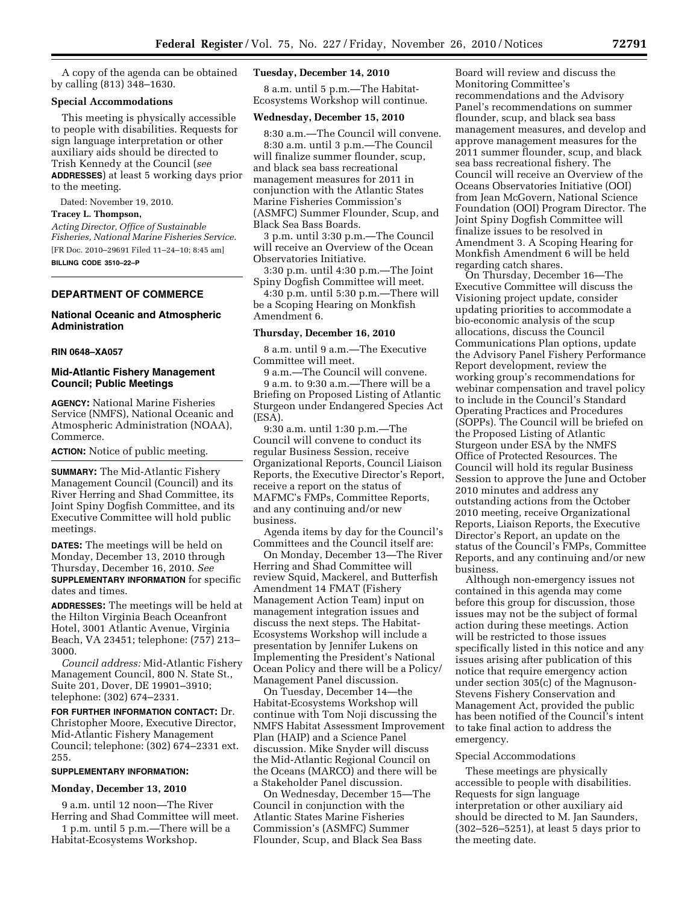A copy of the agenda can be obtained by calling (813) 348–1630.

**Special Accommodations**

This meeting is physically accessible to people with disabilities. Requests for sign language interpretation or other auxiliary aids should be directed to Trish Kennedy at the Council (*see* **ADDRESSES**) at least 5 working days prior to the meeting.

Dated: November 19, 2010.

**Tracey L. Thompson,**

*Acting Director, Office of Sustainable Fisheries, National Marine Fisheries Service.*

[FR Doc. 2010–29691 Filed 11–24–10; 8:45 am]

**BILLING CODE 3510–22–P**

---

## DEPARTMENT OF COMMERCE

### National Oceanic and Atmospheric Administration

**RIN 0648–XA057**

### Mid-Atlantic Fishery Management Council; Public Meetings

**AGENCY:** National Marine Fisheries Service (NMFS), National Oceanic and Atmospheric Administration (NOAA), Commerce.

**ACTION:** Notice of public meeting.

**SUMMARY:** The Mid-Atlantic Fishery Management Council (Council) and its River Herring and Shad Committee, its Joint Spiny Dogfish Committee, and its Executive Committee will hold public meetings.

**DATES:** The meetings will be held on Monday, December 13, 2010 through Thursday, December 16, 2010. *See* **SUPPLEMENTARY INFORMATION** for specific dates and times.

**ADDRESSES:** The meetings will be held at the Hilton Virginia Beach Oceanfront Hotel, 3001 Atlantic Avenue, Virginia Beach, VA 23451; telephone: (757) 213–3000.

*Council address:* Mid-Atlantic Fishery Management Council, 800 N. State St., Suite 201, Dover, DE 19901–3910; telephone: (302) 674–2331.

**FOR FURTHER INFORMATION CONTACT:** Dr. Christopher Moore, Executive Director, Mid-Atlantic Fishery Management Council; telephone: (302) 674–2331 ext. 255.

**SUPPLEMENTARY INFORMATION:**

**Monday, December 13, 2010**

9 a.m. until 12 noon—The River Herring and Shad Committee will meet.

1 p.m. until 5 p.m.—There will be a Habitat-Ecosystems Workshop.

**Tuesday, December 14, 2010**

8 a.m. until 5 p.m.—The Habitat-Ecosystems Workshop will continue.

**Wednesday, December 15, 2010**

8:30 a.m.—The Council will convene.

8:30 a.m. until 3 p.m.—The Council will finalize summer flounder, scup, and black sea bass recreational management measures for 2011 in conjunction with the Atlantic States Marine Fisheries Commission's (ASMFC) Summer Flounder, Scup, and Black Sea Bass Boards.

3 p.m. until 3:30 p.m.—The Council will receive an Overview of the Ocean Observatories Initiative.

3:30 p.m. until 4:30 p.m.—The Joint Spiny Dogfish Committee will meet.

4:30 p.m. until 5:30 p.m.—There will be a Scoping Hearing on Monkfish Amendment 6.

**Thursday, December 16, 2010**

8 a.m. until 9 a.m.—The Executive Committee will meet.

9 a.m.—The Council will convene.

9 a.m. to 9:30 a.m.—There will be a Briefing on Proposed Listing of Atlantic Sturgeon under Endangered Species Act (ESA).

9:30 a.m. until 1:30 p.m.—The Council will convene to conduct its regular Business Session, receive Organizational Reports, Council Liaison Reports, the Executive Director's Report, receive a report on the status of MAFMC's FMPs, Committee Reports, and any continuing and/or new business.

Agenda items by day for the Council's Committees and the Council itself are:

On Monday, December 13—The River Herring and Shad Committee will review Squid, Mackerel, and Butterfish Amendment 14 FMAT (Fishery Management Action Team) input on management integration issues and discuss the next steps. The Habitat-Ecosystems Workshop will include a presentation by Jennifer Lukens on Implementing the President's National Ocean Policy and there will be a Policy/Management Panel discussion.

On Tuesday, December 14—the Habitat-Ecosystems Workshop will continue with Tom Noji discussing the NMFS Habitat Assessment Improvement Plan (HAIP) and a Science Panel discussion. Mike Snyder will discuss the Mid-Atlantic Regional Council on the Oceans (MARCO) and there will be a Stakeholder Panel discussion.

On Wednesday, December 15—The Council in conjunction with the Atlantic States Marine Fisheries Commission's (ASMFC) Summer Flounder, Scup, and Black Sea Bass Board will review and discuss the Monitoring Committee's recommendations and the Advisory Panel's recommendations on summer flounder, scup, and black sea bass management measures, and develop and approve management measures for the 2011 summer flounder, scup, and black sea bass recreational fishery. The Council will receive an Overview of the Oceans Observatories Initiative (OOI) from Jean McGovern, National Science Foundation (OOI) Program Director. The Joint Spiny Dogfish Committee will finalize issues to be resolved in Amendment 3. A Scoping Hearing for Monkfish Amendment 6 will be held regarding catch shares.

On Thursday, December 16—The Executive Committee will discuss the Visioning project update, consider updating priorities to accommodate a bio-economic analysis of the scup allocations, discuss the Council Communications Plan options, update the Advisory Panel Fishery Performance Report development, review the working group's recommendations for webinar compensation and travel policy to include in the Council's Standard Operating Practices and Procedures (SOPPs). The Council will be briefed on the Proposed Listing of Atlantic Sturgeon under ESA by the NMFS Office of Protected Resources. The Council will hold its regular Business Session to approve the June and October 2010 minutes and address any outstanding actions from the October 2010 meeting, receive Organizational Reports, Liaison Reports, the Executive Director's Report, an update on the status of the Council's FMPs, Committee Reports, and any continuing and/or new business.

Although non-emergency issues not contained in this agenda may come before this group for discussion, those issues may not be the subject of formal action during these meetings. Action will be restricted to those issues specifically listed in this notice and any issues arising after publication of this notice that require emergency action under section 305(c) of the Magnuson-Stevens Fishery Conservation and Management Act, provided the public has been notified of the Council's intent to take final action to address the emergency.

Special Accommodations

These meetings are physically accessible to people with disabilities. Requests for sign language interpretation or other auxiliary aid should be directed to M. Jan Saunders, (302–526–5251), at least 5 days prior to the meeting date.